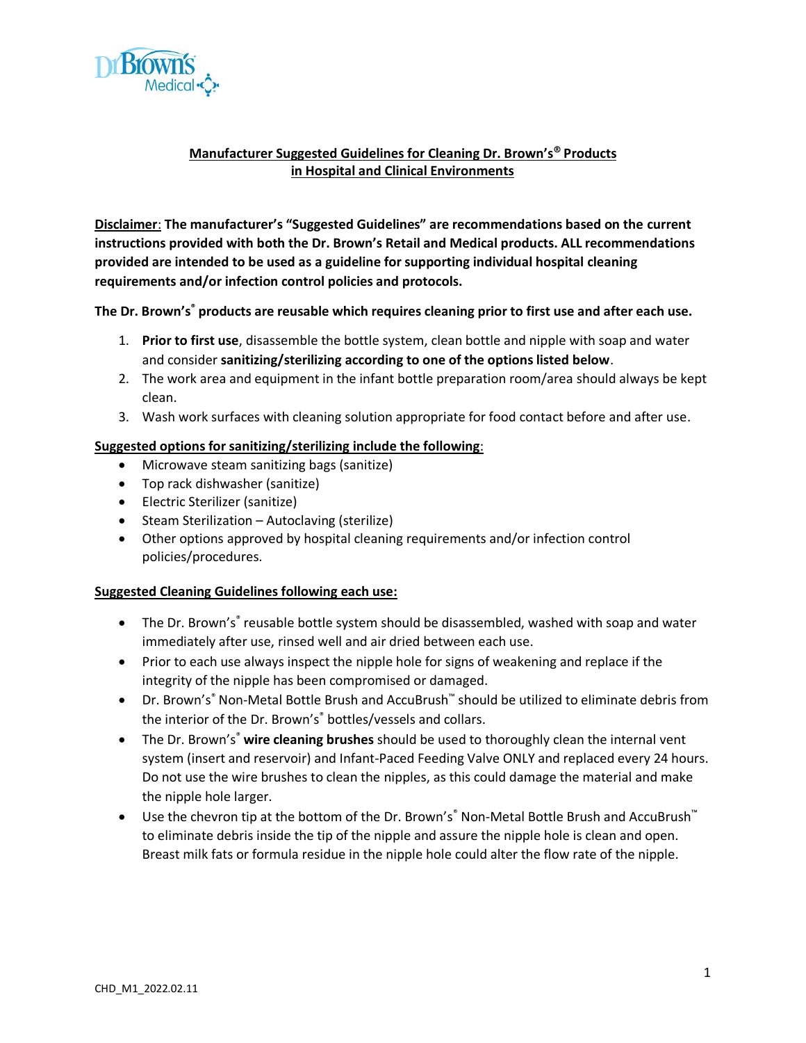# Manufacturer Suggested Guidelines for Cleaning Dr. Brown's® Products in Hospital and Clinical Environments

**Disclaimer: The manufacturer's "Suggested Guidelines" are recommendations based on the current instructions provided with both the Dr. Brown's Retail and Medical products. ALL recommendations provided are intended to be used as a guideline for supporting individual hospital cleaning requirements and/or infection control policies and protocols.**

**The Dr. Brown's® products are reusable which requires cleaning prior to first use and after each use.**

1. **Prior to first use**, disassemble the bottle system, clean bottle and nipple with soap and water and consider **sanitizing/sterilizing according to one of the options listed below**.
2. The work area and equipment in the infant bottle preparation room/area should always be kept clean.
3. Wash work surfaces with cleaning solution appropriate for food contact before and after use.

**Suggested options for sanitizing/sterilizing include the following:**

- Microwave steam sanitizing bags (sanitize)
- Top rack dishwasher (sanitize)
- Electric Sterilizer (sanitize)
- Steam Sterilization – Autoclaving (sterilize)
- Other options approved by hospital cleaning requirements and/or infection control policies/procedures.

**Suggested Cleaning Guidelines following each use:**

- The Dr. Brown's® reusable bottle system should be disassembled, washed with soap and water immediately after use, rinsed well and air dried between each use.
- Prior to each use always inspect the nipple hole for signs of weakening and replace if the integrity of the nipple has been compromised or damaged.
- Dr. Brown's® Non-Metal Bottle Brush and AccuBrush™ should be utilized to eliminate debris from the interior of the Dr. Brown's® bottles/vessels and collars.
- The Dr. Brown's® **wire cleaning brushes** should be used to thoroughly clean the internal vent system (insert and reservoir) and Infant-Paced Feeding Valve ONLY and replaced every 24 hours. Do not use the wire brushes to clean the nipples, as this could damage the material and make the nipple hole larger.
- Use the chevron tip at the bottom of the Dr. Brown's® Non-Metal Bottle Brush and AccuBrush™ to eliminate debris inside the tip of the nipple and assure the nipple hole is clean and open. Breast milk fats or formula residue in the nipple hole could alter the flow rate of the nipple.

CHD_M1_2022.02.11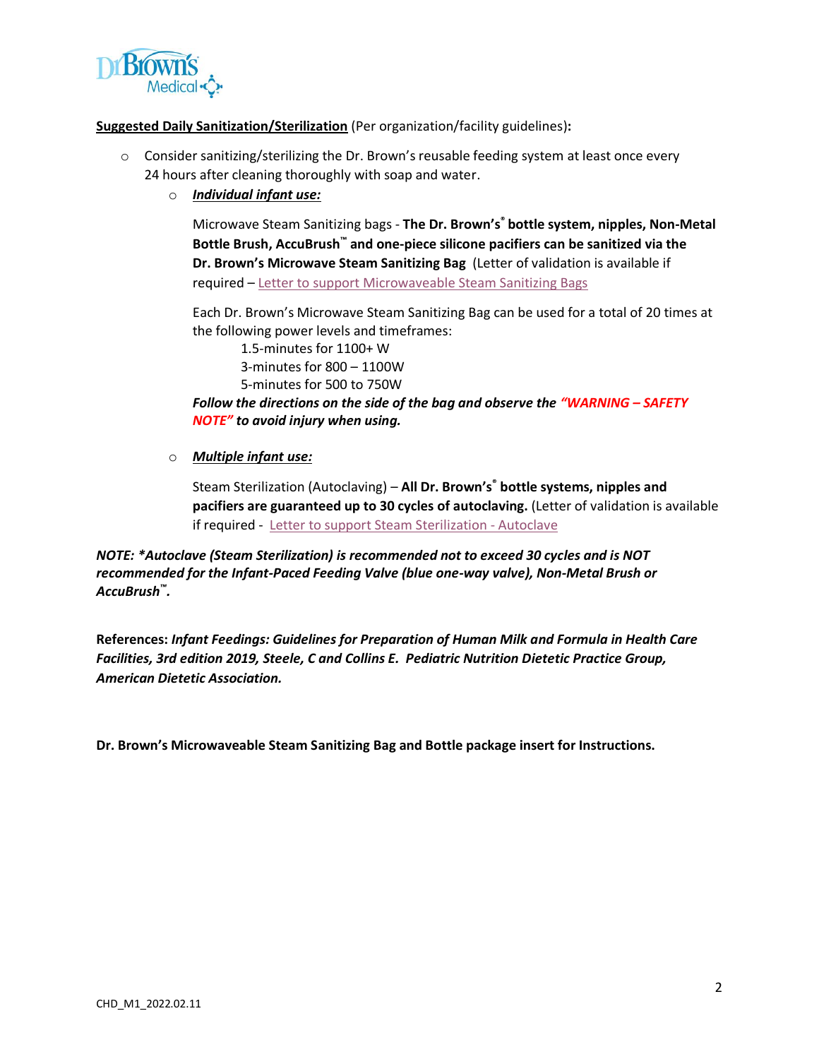**Suggested Daily Sanitization/Sterilization** (Per organization/facility guidelines)**:**

- Consider sanitizing/sterilizing the Dr. Brown's reusable feeding system at least once every 24 hours after cleaning thoroughly with soap and water.
  - ***Individual infant use:***

    Microwave Steam Sanitizing bags - **The Dr. Brown's® bottle system, nipples, Non-Metal Bottle Brush, AccuBrush™ and one-piece silicone pacifiers can be sanitized via the Dr. Brown's Microwave Steam Sanitizing Bag** (Letter of validation is available if required – Letter to support Microwaveable Steam Sanitizing Bags

    Each Dr. Brown's Microwave Steam Sanitizing Bag can be used for a total of 20 times at the following power levels and timeframes:

    1.5-minutes for 1100+ W
    3-minutes for 800 – 1100W
    5-minutes for 500 to 750W

    ***Follow the directions on the side of the bag and observe the "WARNING – SAFETY NOTE" to avoid injury when using.***

  - ***Multiple infant use:***

    Steam Sterilization (Autoclaving) – **All Dr. Brown's® bottle systems, nipples and pacifiers are guaranteed up to 30 cycles of autoclaving.** (Letter of validation is available if required - Letter to support Steam Sterilization - Autoclave

***NOTE: *Autoclave (Steam Sterilization) is recommended not to exceed 30 cycles and is NOT recommended for the Infant-Paced Feeding Valve (blue one-way valve), Non-Metal Brush or AccuBrush™.***

**References:** ***Infant Feedings: Guidelines for Preparation of Human Milk and Formula in Health Care Facilities, 3rd edition 2019, Steele, C and Collins E. Pediatric Nutrition Dietetic Practice Group, American Dietetic Association.***

**Dr. Brown's Microwaveable Steam Sanitizing Bag and Bottle package insert for Instructions.**

CHD_M1_2022.02.11